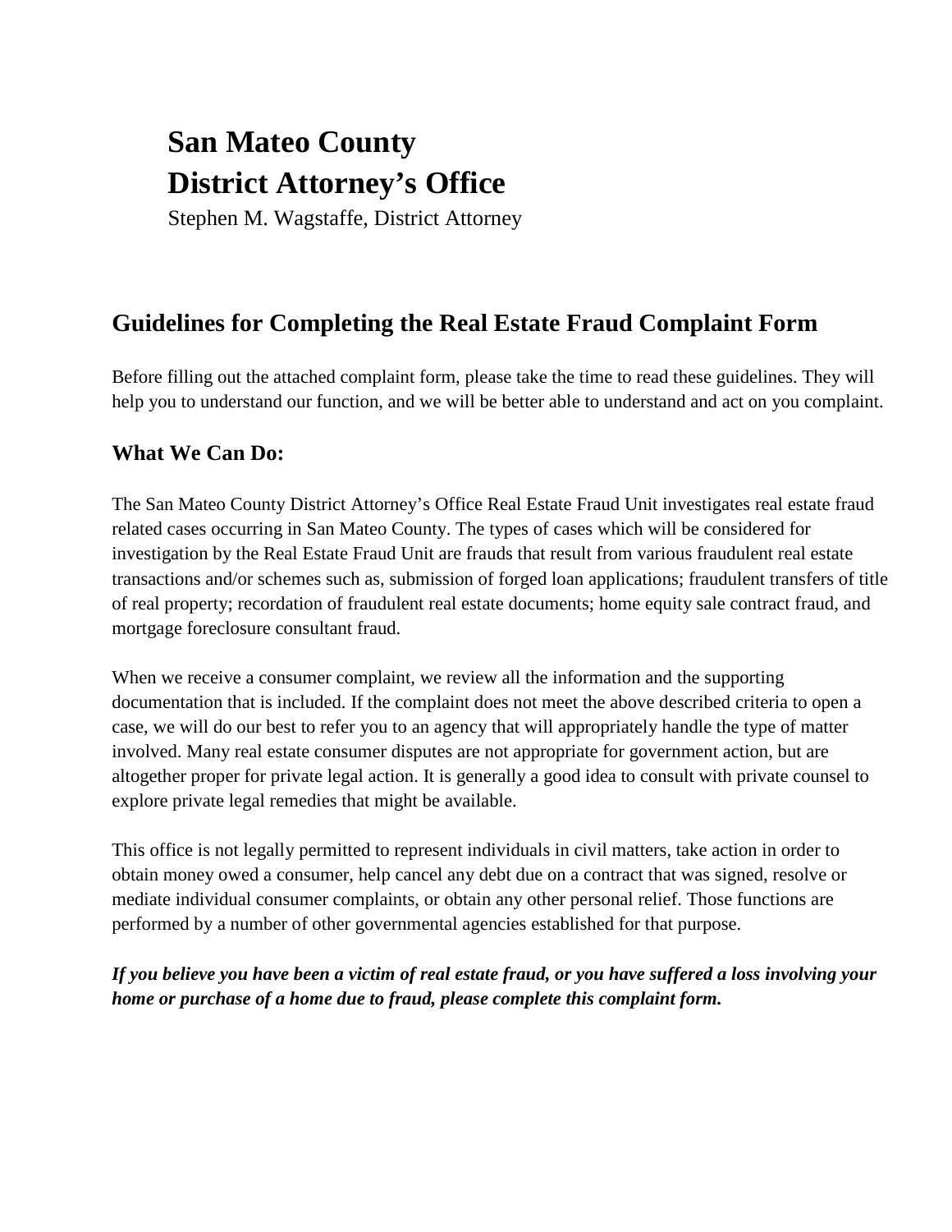# San Mateo County
# District Attorney's Office

Stephen M. Wagstaffe, District Attorney

## Guidelines for Completing the Real Estate Fraud Complaint Form

Before filling out the attached complaint form, please take the time to read these guidelines. They will help you to understand our function, and we will be better able to understand and act on you complaint.

### What We Can Do:

The San Mateo County District Attorney's Office Real Estate Fraud Unit investigates real estate fraud related cases occurring in San Mateo County. The types of cases which will be considered for investigation by the Real Estate Fraud Unit are frauds that result from various fraudulent real estate transactions and/or schemes such as, submission of forged loan applications; fraudulent transfers of title of real property; recordation of fraudulent real estate documents; home equity sale contract fraud, and mortgage foreclosure consultant fraud.

When we receive a consumer complaint, we review all the information and the supporting documentation that is included. If the complaint does not meet the above described criteria to open a case, we will do our best to refer you to an agency that will appropriately handle the type of matter involved. Many real estate consumer disputes are not appropriate for government action, but are altogether proper for private legal action. It is generally a good idea to consult with private counsel to explore private legal remedies that might be available.

This office is not legally permitted to represent individuals in civil matters, take action in order to obtain money owed a consumer, help cancel any debt due on a contract that was signed, resolve or mediate individual consumer complaints, or obtain any other personal relief. Those functions are performed by a number of other governmental agencies established for that purpose.

***If you believe you have been a victim of real estate fraud, or you have suffered a loss involving your home or purchase of a home due to fraud, please complete this complaint form.***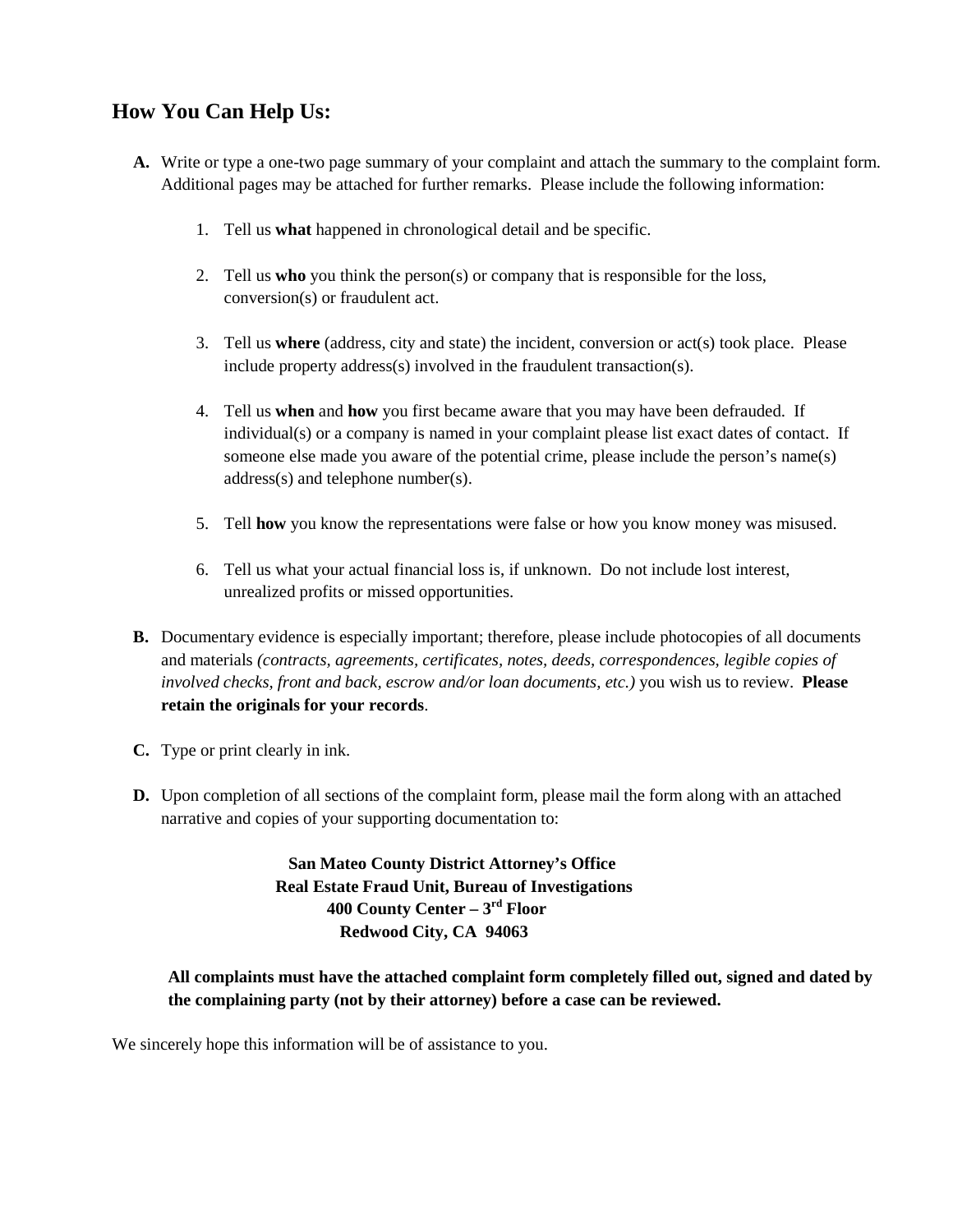## How You Can Help Us:

**A.** Write or type a one-two page summary of your complaint and attach the summary to the complaint form. Additional pages may be attached for further remarks. Please include the following information:

1. Tell us **what** happened in chronological detail and be specific.
2. Tell us **who** you think the person(s) or company that is responsible for the loss, conversion(s) or fraudulent act.
3. Tell us **where** (address, city and state) the incident, conversion or act(s) took place. Please include property address(s) involved in the fraudulent transaction(s).
4. Tell us **when** and **how** you first became aware that you may have been defrauded. If individual(s) or a company is named in your complaint please list exact dates of contact. If someone else made you aware of the potential crime, please include the person's name(s) address(s) and telephone number(s).
5. Tell **how** you know the representations were false or how you know money was misused.
6. Tell us what your actual financial loss is, if unknown. Do not include lost interest, unrealized profits or missed opportunities.

**B.** Documentary evidence is especially important; therefore, please include photocopies of all documents and materials *(contracts, agreements, certificates, notes, deeds, correspondences, legible copies of involved checks, front and back, escrow and/or loan documents, etc.)* you wish us to review. **Please retain the originals for your records**.

**C.** Type or print clearly in ink.

**D.** Upon completion of all sections of the complaint form, please mail the form along with an attached narrative and copies of your supporting documentation to:

**San Mateo County District Attorney's Office**
**Real Estate Fraud Unit, Bureau of Investigations**
**400 County Center – 3rd Floor**
**Redwood City, CA 94063**

**All complaints must have the attached complaint form completely filled out, signed and dated by the complaining party (not by their attorney) before a case can be reviewed.**

We sincerely hope this information will be of assistance to you.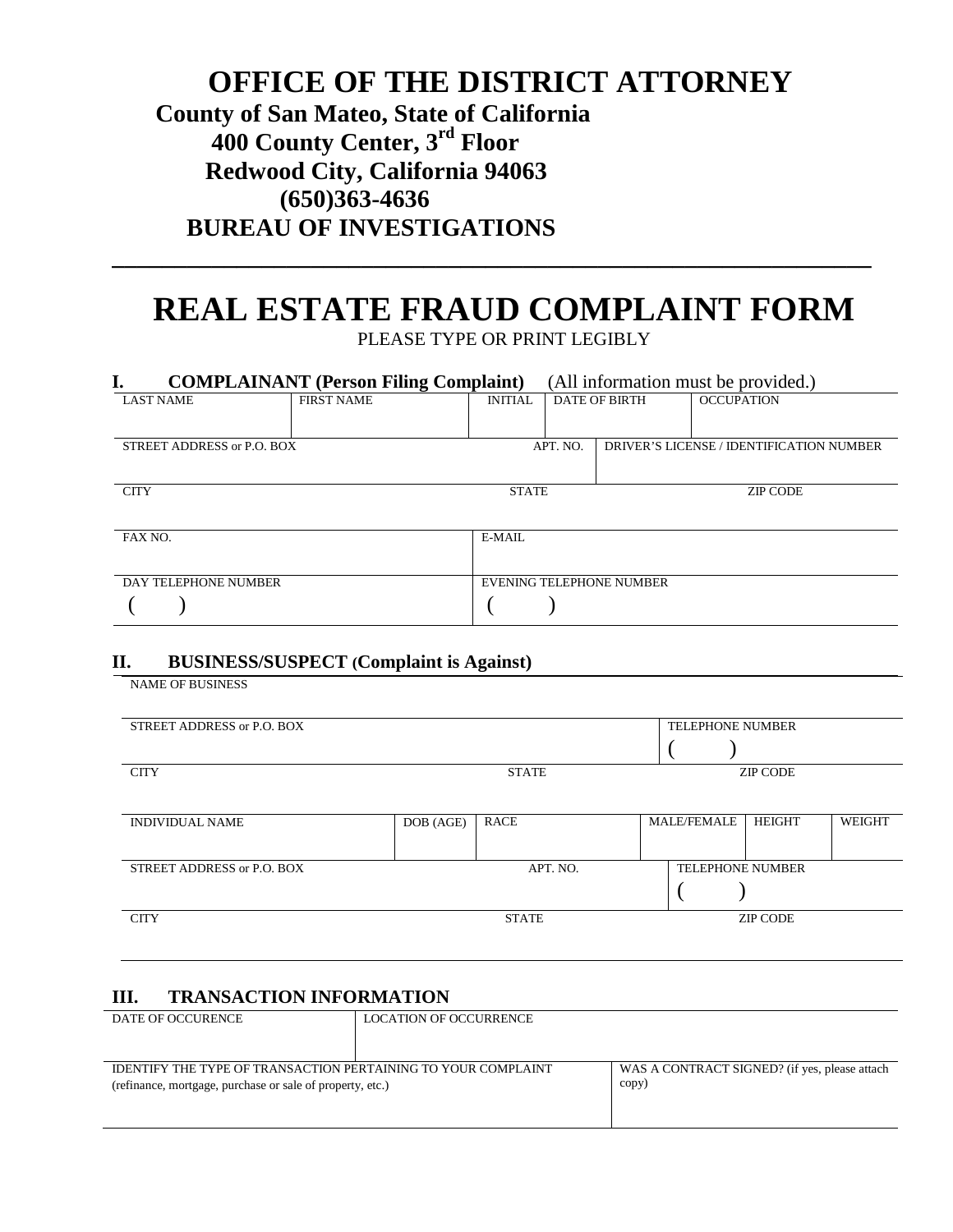# OFFICE OF THE DISTRICT ATTORNEY

**County of San Mateo, State of California**
**400 County Center, 3rd Floor**
**Redwood City, California 94063**
**(650)363-4636**
**BUREAU OF INVESTIGATIONS**

---

# REAL ESTATE FRAUD COMPLAINT FORM

PLEASE TYPE OR PRINT LEGIBLY

## I. COMPLAINANT (Person Filing Complaint) (All information must be provided.)

| LAST NAME | FIRST NAME | INITIAL | DATE OF BIRTH | OCCUPATION |
|---|---|---|---|---|
| | | | | |

| STREET ADDRESS or P.O. BOX | APT. NO. | DRIVER'S LICENSE / IDENTIFICATION NUMBER |
|---|---|---|
| | | |

| CITY | STATE | ZIP CODE |
|---|---|---|
| | | |

| FAX NO. | E-MAIL |
|---|---|
| | |

| DAY TELEPHONE NUMBER | EVENING TELEPHONE NUMBER |
|---|---|
| ( ) | ( ) |

## II. BUSINESS/SUSPECT (Complaint is Against)

| NAME OF BUSINESS |
|---|
| |

| STREET ADDRESS or P.O. BOX | TELEPHONE NUMBER |
|---|---|
| | ( ) |

| CITY | STATE | ZIP CODE |
|---|---|---|
| | | |

| INDIVIDUAL NAME | DOB (AGE) | RACE | MALE/FEMALE | HEIGHT | WEIGHT |
|---|---|---|---|---|---|
| | | | | | |

| STREET ADDRESS or P.O. BOX | APT. NO. | TELEPHONE NUMBER |
|---|---|---|
| | | ( ) |

| CITY | STATE | ZIP CODE |
|---|---|---|
| | | |

## III. TRANSACTION INFORMATION

| DATE OF OCCURENCE | LOCATION OF OCCURRENCE |
|---|---|
| | |

| IDENTIFY THE TYPE OF TRANSACTION PERTAINING TO YOUR COMPLAINT (refinance, mortgage, purchase or sale of property, etc.) | WAS A CONTRACT SIGNED? (if yes, please attach copy) |
|---|---|
| | |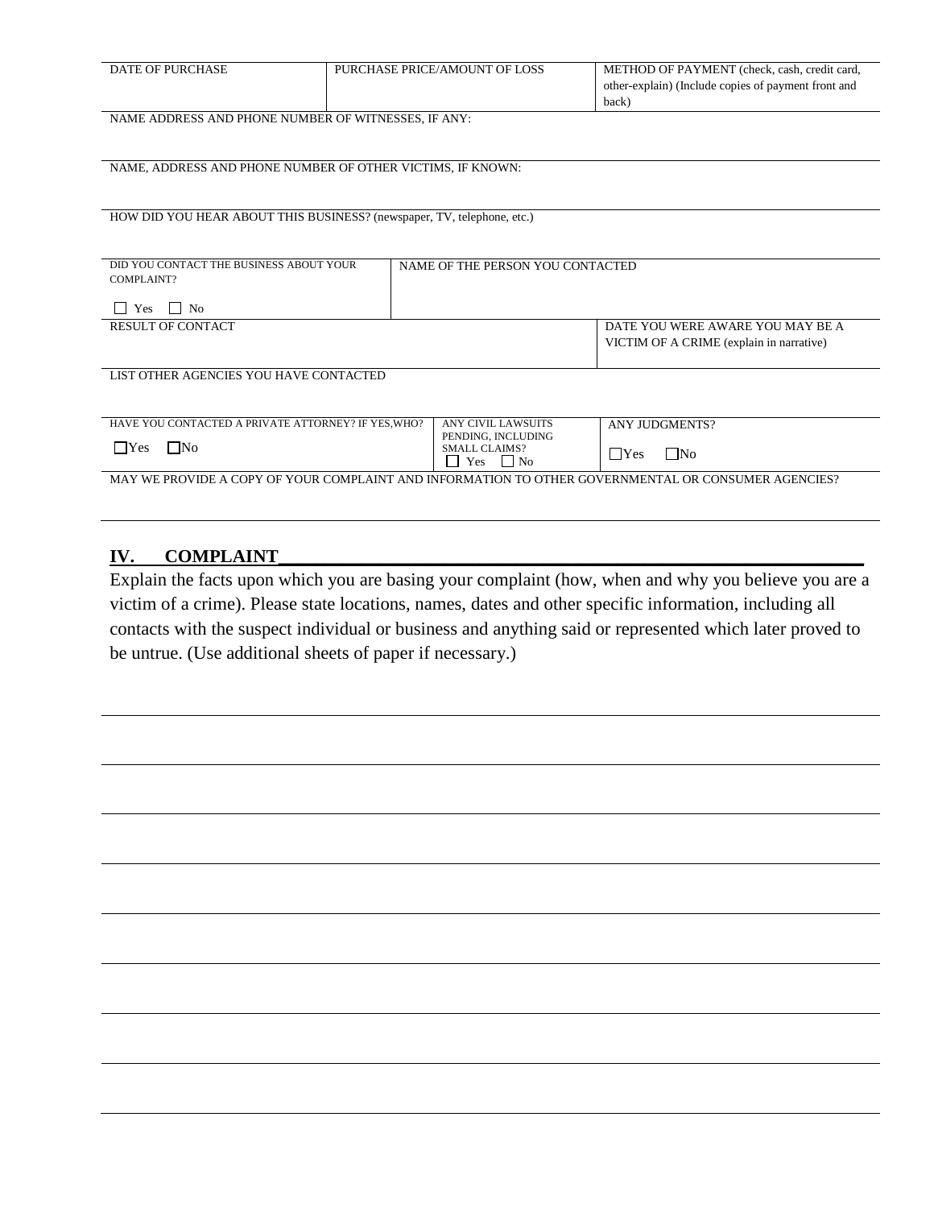| DATE OF PURCHASE | PURCHASE PRICE/AMOUNT OF LOSS | METHOD OF PAYMENT (check, cash, credit card, other-explain) (Include copies of payment front and back) |
| --- | --- | --- |

NAME ADDRESS AND PHONE NUMBER OF WITNESSES, IF ANY:

NAME, ADDRESS AND PHONE NUMBER OF OTHER VICTIMS, IF KNOWN:

HOW DID YOU HEAR ABOUT THIS BUSINESS? (newspaper, TV, telephone, etc.)

| DID YOU CONTACT THE BUSINESS ABOUT YOUR COMPLAINT? ☐ Yes ☐ No | NAME OF THE PERSON YOU CONTACTED |
| --- | --- |

| RESULT OF CONTACT | DATE YOU WERE AWARE YOU MAY BE A VICTIM OF A CRIME (explain in narrative) |
| --- | --- |

LIST OTHER AGENCIES YOU HAVE CONTACTED

| HAVE YOU CONTACTED A PRIVATE ATTORNEY? IF YES,WHO? ☐Yes ☐No | ANY CIVIL LAWSUITS PENDING, INCLUDING SMALL CLAIMS? ☐ Yes ☐ No | ANY JUDGMENTS? ☐Yes ☐No |
| --- | --- | --- |

MAY WE PROVIDE A COPY OF YOUR COMPLAINT AND INFORMATION TO OTHER GOVERNMENTAL OR CONSUMER AGENCIES?

## IV. COMPLAINT

Explain the facts upon which you are basing your complaint (how, when and why you believe you are a victim of a crime). Please state locations, names, dates and other specific information, including all contacts with the suspect individual or business and anything said or represented which later proved to be untrue. (Use additional sheets of paper if necessary.)